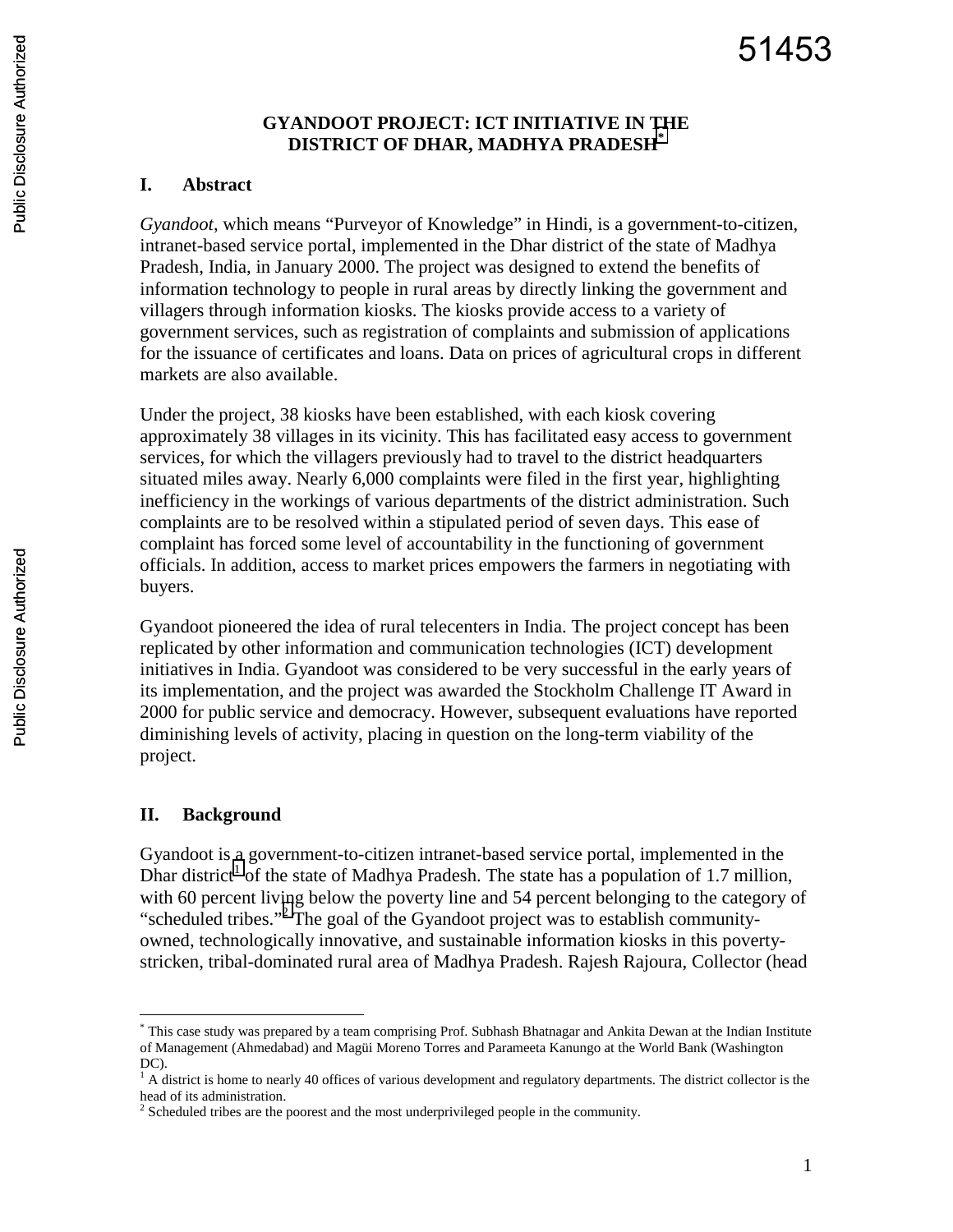# GYANDOOT PROJECT: ICT INITIATIVE IN THE DISTRICT OF DHAR, MADHYA PRADESH[*]

## I. Abstract

*Gyandoot*, which means "Purveyor of Knowledge" in Hindi, is a government-to-citizen, intranet-based service portal, implemented in the Dhar district of the state of Madhya Pradesh, India, in January 2000. The project was designed to extend the benefits of information technology to people in rural areas by directly linking the government and villagers through information kiosks. The kiosks provide access to a variety of government services, such as registration of complaints and submission of applications for the issuance of certificates and loans. Data on prices of agricultural crops in different markets are also available.

Under the project, 38 kiosks have been established, with each kiosk covering approximately 38 villages in its vicinity. This has facilitated easy access to government services, for which the villagers previously had to travel to the district headquarters situated miles away. Nearly 6,000 complaints were filed in the first year, highlighting inefficiency in the workings of various departments of the district administration. Such complaints are to be resolved within a stipulated period of seven days. This ease of complaint has forced some level of accountability in the functioning of government officials. In addition, access to market prices empowers the farmers in negotiating with buyers.

Gyandoot pioneered the idea of rural telecenters in India. The project concept has been replicated by other information and communication technologies (ICT) development initiatives in India. Gyandoot was considered to be very successful in the early years of its implementation, and the project was awarded the Stockholm Challenge IT Award in 2000 for public service and democracy. However, subsequent evaluations have reported diminishing levels of activity, placing in question on the long-term viability of the project.

## II. Background

Gyandoot is a government-to-citizen intranet-based service portal, implemented in the Dhar district[1] of the state of Madhya Pradesh. The state has a population of 1.7 million, with 60 percent living below the poverty line and 54 percent belonging to the category of "scheduled tribes."[2] The goal of the Gyandoot project was to establish community-owned, technologically innovative, and sustainable information kiosks in this poverty-stricken, tribal-dominated rural area of Madhya Pradesh. Rajesh Rajoura, Collector (head

---

[*] This case study was prepared by a team comprising Prof. Subhash Bhatnagar and Ankita Dewan at the Indian Institute of Management (Ahmedabad) and Magüi Moreno Torres and Parameeta Kanungo at the World Bank (Washington DC).

[1] A district is home to nearly 40 offices of various development and regulatory departments. The district collector is the head of its administration.

[2] Scheduled tribes are the poorest and the most underprivileged people in the community.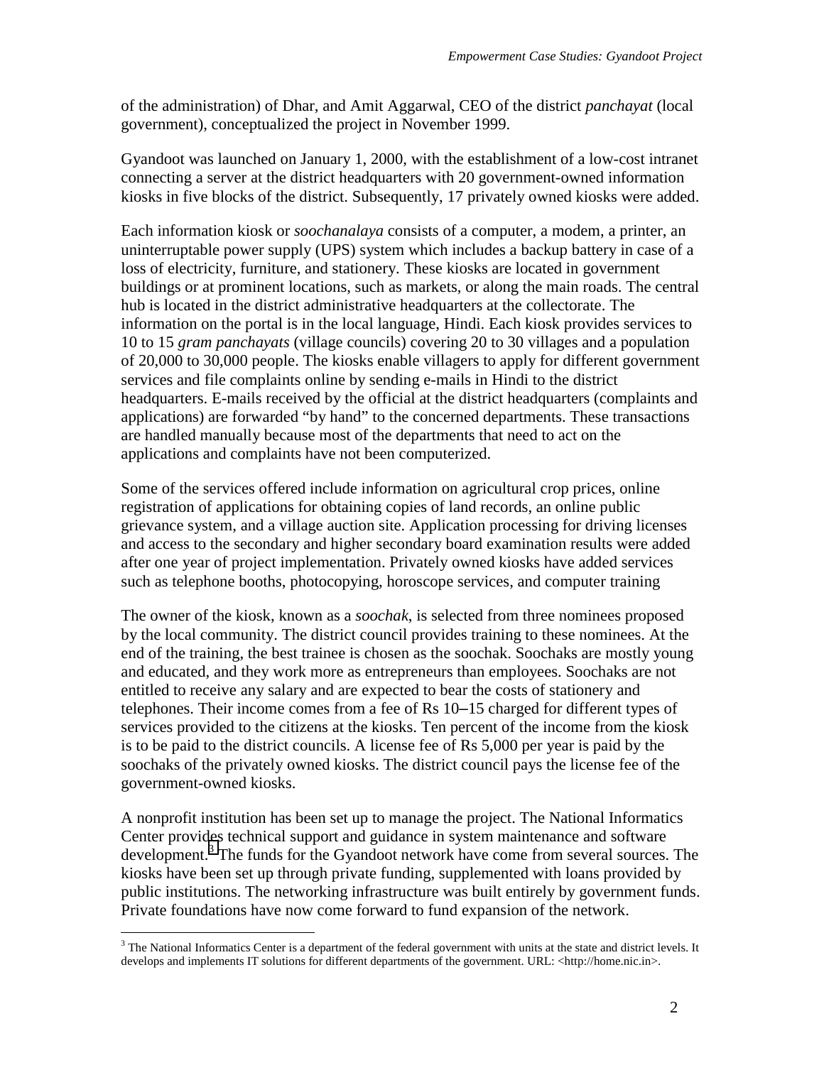of the administration) of Dhar, and Amit Aggarwal, CEO of the district *panchayat* (local government), conceptualized the project in November 1999.

Gyandoot was launched on January 1, 2000, with the establishment of a low-cost intranet connecting a server at the district headquarters with 20 government-owned information kiosks in five blocks of the district. Subsequently, 17 privately owned kiosks were added.

Each information kiosk or *soochanalaya* consists of a computer, a modem, a printer, an uninterruptable power supply (UPS) system which includes a backup battery in case of a loss of electricity, furniture, and stationery. These kiosks are located in government buildings or at prominent locations, such as markets, or along the main roads. The central hub is located in the district administrative headquarters at the collectorate. The information on the portal is in the local language, Hindi. Each kiosk provides services to 10 to 15 *gram panchayats* (village councils) covering 20 to 30 villages and a population of 20,000 to 30,000 people. The kiosks enable villagers to apply for different government services and file complaints online by sending e-mails in Hindi to the district headquarters. E-mails received by the official at the district headquarters (complaints and applications) are forwarded "by hand" to the concerned departments. These transactions are handled manually because most of the departments that need to act on the applications and complaints have not been computerized.

Some of the services offered include information on agricultural crop prices, online registration of applications for obtaining copies of land records, an online public grievance system, and a village auction site. Application processing for driving licenses and access to the secondary and higher secondary board examination results were added after one year of project implementation. Privately owned kiosks have added services such as telephone booths, photocopying, horoscope services, and computer training

The owner of the kiosk, known as a *soochak*, is selected from three nominees proposed by the local community. The district council provides training to these nominees. At the end of the training, the best trainee is chosen as the soochak. Soochaks are mostly young and educated, and they work more as entrepreneurs than employees. Soochaks are not entitled to receive any salary and are expected to bear the costs of stationery and telephones. Their income comes from a fee of Rs 10–15 charged for different types of services provided to the citizens at the kiosks. Ten percent of the income from the kiosk is to be paid to the district councils. A license fee of Rs 5,000 per year is paid by the soochaks of the privately owned kiosks. The district council pays the license fee of the government-owned kiosks.

A nonprofit institution has been set up to manage the project. The National Informatics Center provides technical support and guidance in system maintenance and software development.[3] The funds for the Gyandoot network have come from several sources. The kiosks have been set up through private funding, supplemented with loans provided by public institutions. The networking infrastructure was built entirely by government funds. Private foundations have now come forward to fund expansion of the network.

[3] The National Informatics Center is a department of the federal government with units at the state and district levels. It develops and implements IT solutions for different departments of the government. URL: <http://home.nic.in>.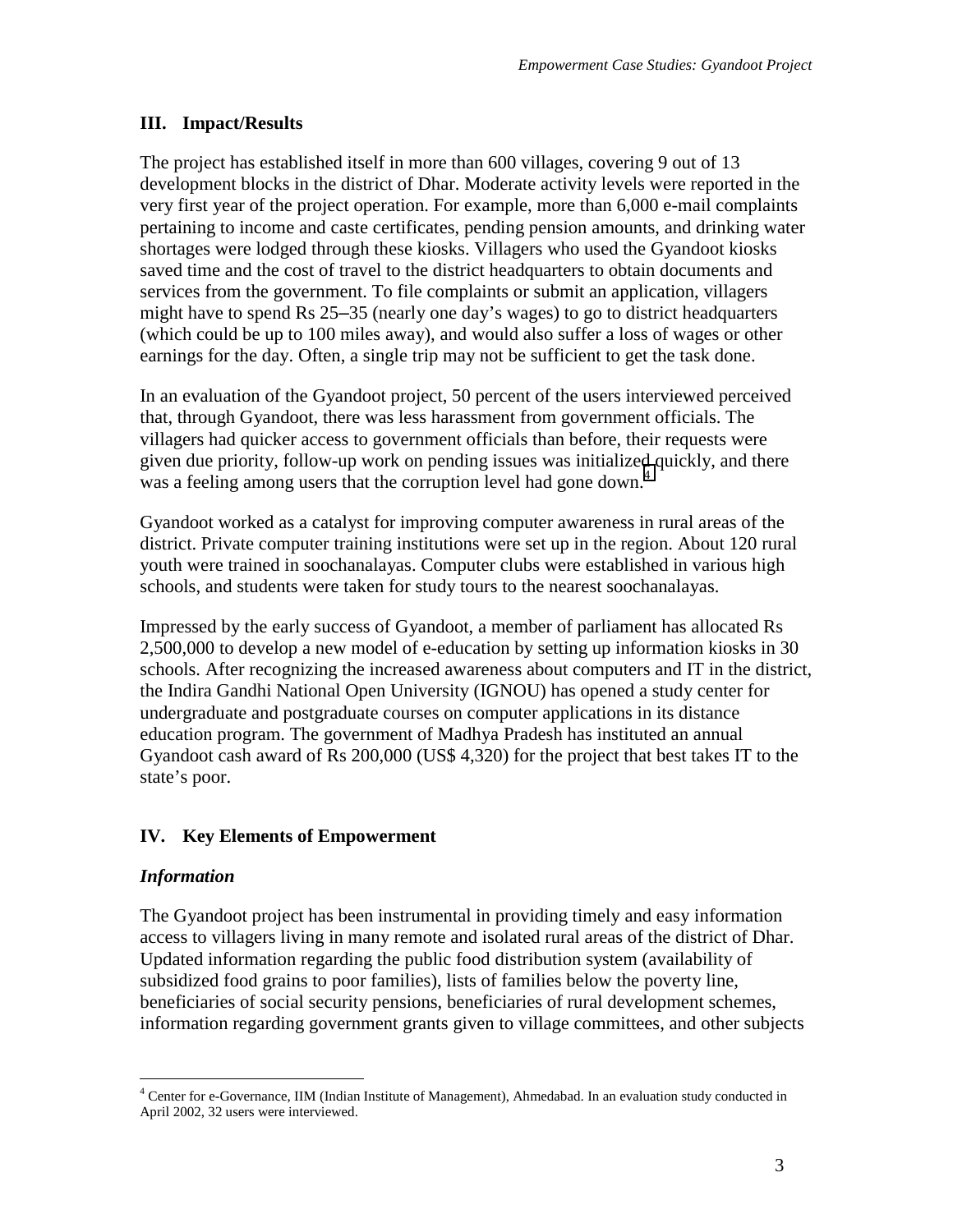## III. Impact/Results

The project has established itself in more than 600 villages, covering 9 out of 13 development blocks in the district of Dhar. Moderate activity levels were reported in the very first year of the project operation. For example, more than 6,000 e-mail complaints pertaining to income and caste certificates, pending pension amounts, and drinking water shortages were lodged through these kiosks. Villagers who used the Gyandoot kiosks saved time and the cost of travel to the district headquarters to obtain documents and services from the government. To file complaints or submit an application, villagers might have to spend Rs 25–35 (nearly one day's wages) to go to district headquarters (which could be up to 100 miles away), and would also suffer a loss of wages or other earnings for the day. Often, a single trip may not be sufficient to get the task done.

In an evaluation of the Gyandoot project, 50 percent of the users interviewed perceived that, through Gyandoot, there was less harassment from government officials. The villagers had quicker access to government officials than before, their requests were given due priority, follow-up work on pending issues was initialized quickly, and there was a feeling among users that the corruption level had gone down.[4]

Gyandoot worked as a catalyst for improving computer awareness in rural areas of the district. Private computer training institutions were set up in the region. About 120 rural youth were trained in soochanalayas. Computer clubs were established in various high schools, and students were taken for study tours to the nearest soochanalayas.

Impressed by the early success of Gyandoot, a member of parliament has allocated Rs 2,500,000 to develop a new model of e-education by setting up information kiosks in 30 schools. After recognizing the increased awareness about computers and IT in the district, the Indira Gandhi National Open University (IGNOU) has opened a study center for undergraduate and postgraduate courses on computer applications in its distance education program. The government of Madhya Pradesh has instituted an annual Gyandoot cash award of Rs 200,000 (US$ 4,320) for the project that best takes IT to the state's poor.

## IV. Key Elements of Empowerment

### *Information*

The Gyandoot project has been instrumental in providing timely and easy information access to villagers living in many remote and isolated rural areas of the district of Dhar. Updated information regarding the public food distribution system (availability of subsidized food grains to poor families), lists of families below the poverty line, beneficiaries of social security pensions, beneficiaries of rural development schemes, information regarding government grants given to village committees, and other subjects

---

[4] Center for e-Governance, IIM (Indian Institute of Management), Ahmedabad. In an evaluation study conducted in April 2002, 32 users were interviewed.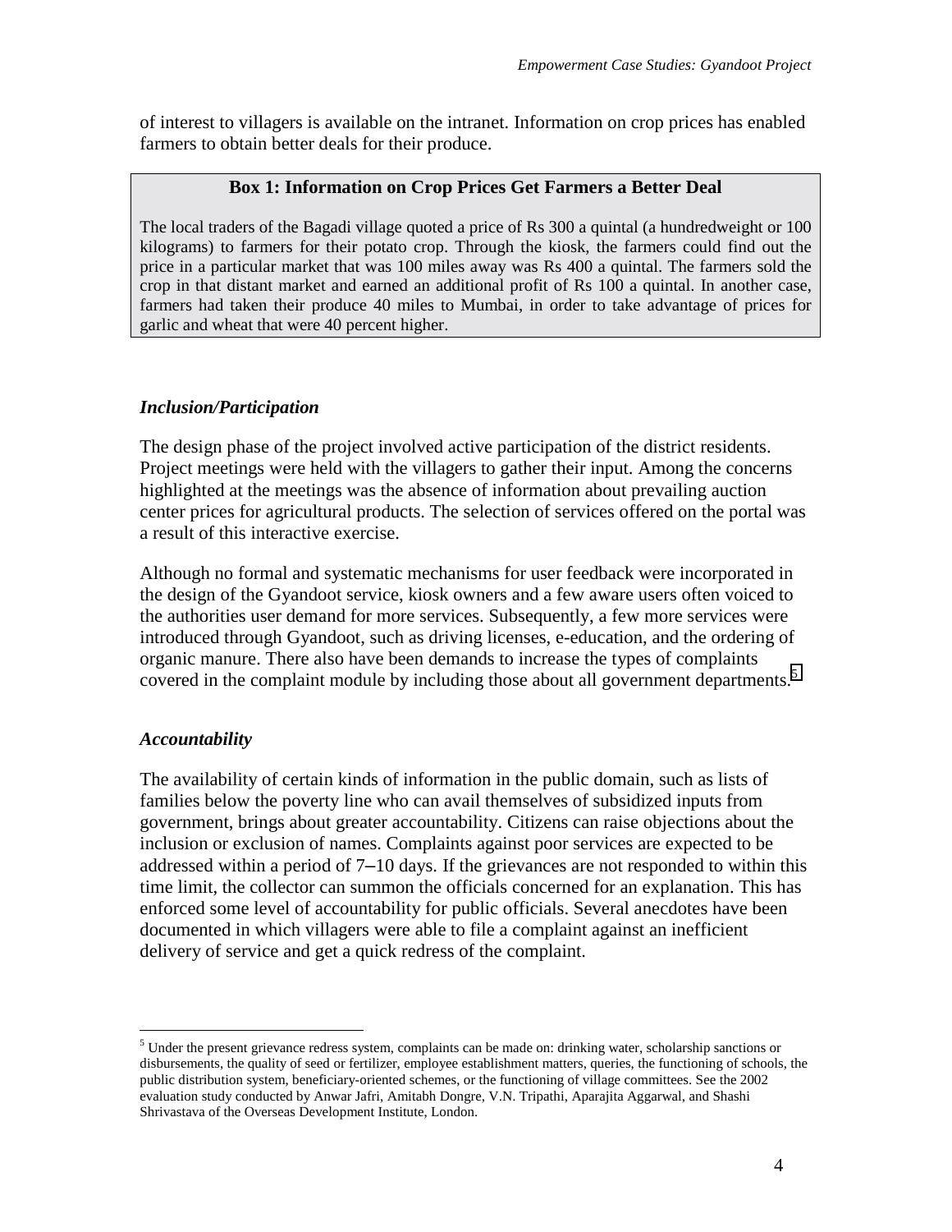of interest to villagers is available on the intranet. Information on crop prices has enabled farmers to obtain better deals for their produce.

> **Box 1: Information on Crop Prices Get Farmers a Better Deal**
>
> The local traders of the Bagadi village quoted a price of Rs 300 a quintal (a hundredweight or 100 kilograms) to farmers for their potato crop. Through the kiosk, the farmers could find out the price in a particular market that was 100 miles away was Rs 400 a quintal. The farmers sold the crop in that distant market and earned an additional profit of Rs 100 a quintal. In another case, farmers had taken their produce 40 miles to Mumbai, in order to take advantage of prices for garlic and wheat that were 40 percent higher.

### *Inclusion/Participation*

The design phase of the project involved active participation of the district residents. Project meetings were held with the villagers to gather their input. Among the concerns highlighted at the meetings was the absence of information about prevailing auction center prices for agricultural products. The selection of services offered on the portal was a result of this interactive exercise.

Although no formal and systematic mechanisms for user feedback were incorporated in the design of the Gyandoot service, kiosk owners and a few aware users often voiced to the authorities user demand for more services. Subsequently, a few more services were introduced through Gyandoot, such as driving licenses, e-education, and the ordering of organic manure. There also have been demands to increase the types of complaints covered in the complaint module by including those about all government departments.[5]

### *Accountability*

The availability of certain kinds of information in the public domain, such as lists of families below the poverty line who can avail themselves of subsidized inputs from government, brings about greater accountability. Citizens can raise objections about the inclusion or exclusion of names. Complaints against poor services are expected to be addressed within a period of 7–10 days. If the grievances are not responded to within this time limit, the collector can summon the officials concerned for an explanation. This has enforced some level of accountability for public officials. Several anecdotes have been documented in which villagers were able to file a complaint against an inefficient delivery of service and get a quick redress of the complaint.

---

[5] Under the present grievance redress system, complaints can be made on: drinking water, scholarship sanctions or disbursements, the quality of seed or fertilizer, employee establishment matters, queries, the functioning of schools, the public distribution system, beneficiary-oriented schemes, or the functioning of village committees. See the 2002 evaluation study conducted by Anwar Jafri, Amitabh Dongre, V.N. Tripathi, Aparajita Aggarwal, and Shashi Shrivastava of the Overseas Development Institute, London.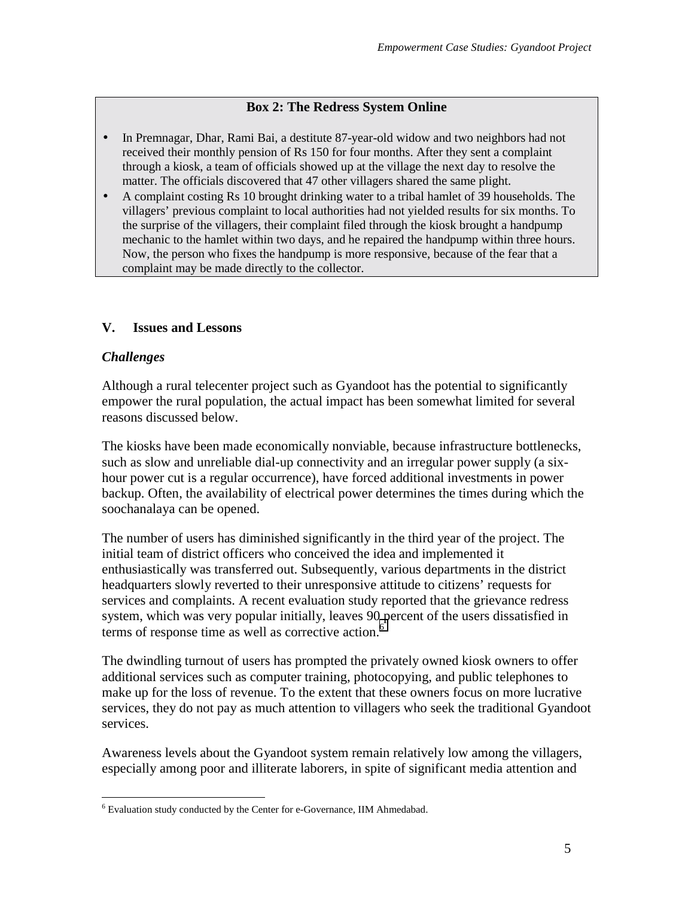**Box 2: The Redress System Online**

- In Premnagar, Dhar, Rami Bai, a destitute 87-year-old widow and two neighbors had not received their monthly pension of Rs 150 for four months. After they sent a complaint through a kiosk, a team of officials showed up at the village the next day to resolve the matter. The officials discovered that 47 other villagers shared the same plight.
- A complaint costing Rs 10 brought drinking water to a tribal hamlet of 39 households. The villagers' previous complaint to local authorities had not yielded results for six months. To the surprise of the villagers, their complaint filed through the kiosk brought a handpump mechanic to the hamlet within two days, and he repaired the handpump within three hours. Now, the person who fixes the handpump is more responsive, because of the fear that a complaint may be made directly to the collector.

## V. Issues and Lessons

### *Challenges*

Although a rural telecenter project such as Gyandoot has the potential to significantly empower the rural population, the actual impact has been somewhat limited for several reasons discussed below.

The kiosks have been made economically nonviable, because infrastructure bottlenecks, such as slow and unreliable dial-up connectivity and an irregular power supply (a six-hour power cut is a regular occurrence), have forced additional investments in power backup. Often, the availability of electrical power determines the times during which the soochanalaya can be opened.

The number of users has diminished significantly in the third year of the project. The initial team of district officers who conceived the idea and implemented it enthusiastically was transferred out. Subsequently, various departments in the district headquarters slowly reverted to their unresponsive attitude to citizens' requests for services and complaints. A recent evaluation study reported that the grievance redress system, which was very popular initially, leaves 90 percent of the users dissatisfied in terms of response time as well as corrective action.[6]

The dwindling turnout of users has prompted the privately owned kiosk owners to offer additional services such as computer training, photocopying, and public telephones to make up for the loss of revenue. To the extent that these owners focus on more lucrative services, they do not pay as much attention to villagers who seek the traditional Gyandoot services.

Awareness levels about the Gyandoot system remain relatively low among the villagers, especially among poor and illiterate laborers, in spite of significant media attention and

---

[6] Evaluation study conducted by the Center for e-Governance, IIM Ahmedabad.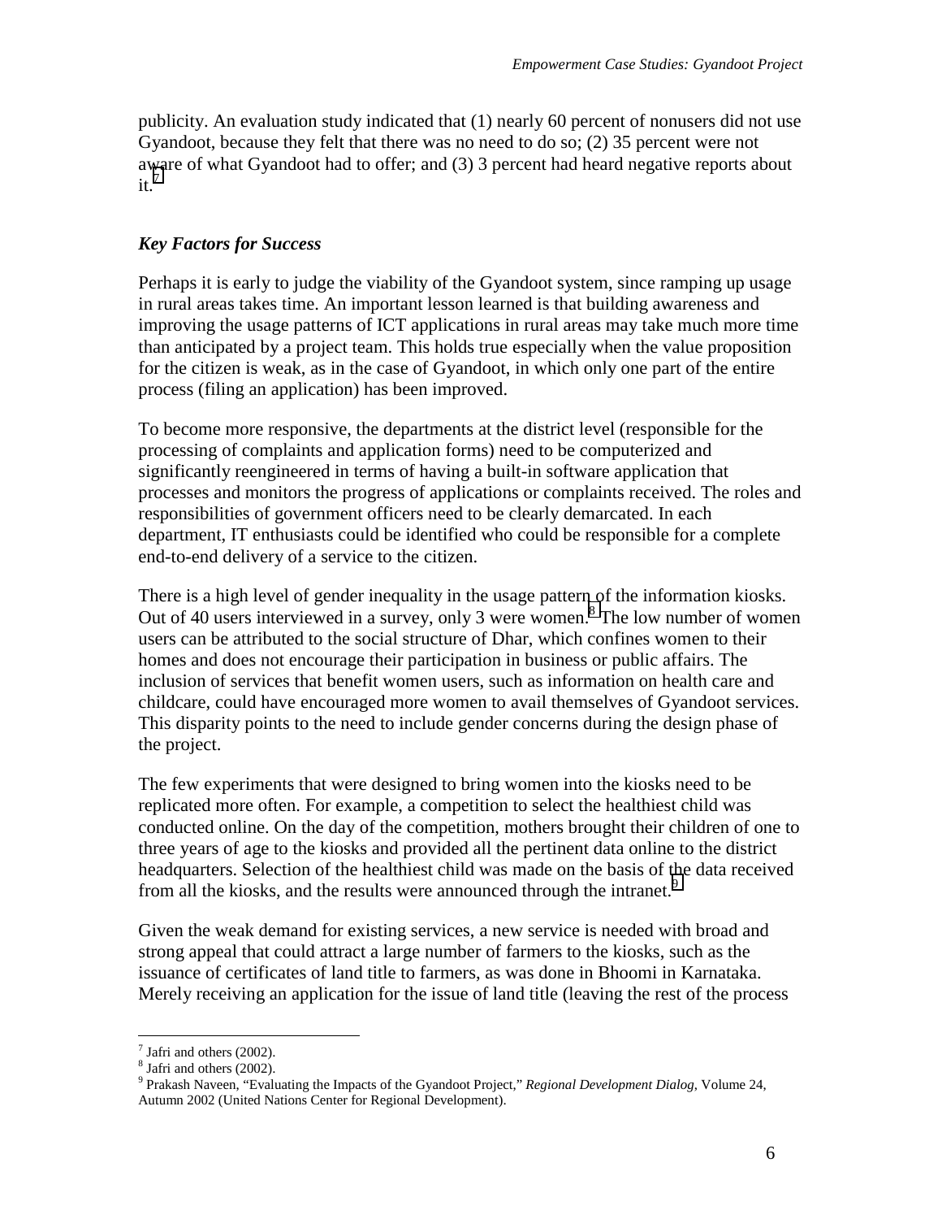publicity. An evaluation study indicated that (1) nearly 60 percent of nonusers did not use Gyandoot, because they felt that there was no need to do so; (2) 35 percent were not aware of what Gyandoot had to offer; and (3) 3 percent had heard negative reports about it.[7]

### *Key Factors for Success*

Perhaps it is early to judge the viability of the Gyandoot system, since ramping up usage in rural areas takes time. An important lesson learned is that building awareness and improving the usage patterns of ICT applications in rural areas may take much more time than anticipated by a project team. This holds true especially when the value proposition for the citizen is weak, as in the case of Gyandoot, in which only one part of the entire process (filing an application) has been improved.

To become more responsive, the departments at the district level (responsible for the processing of complaints and application forms) need to be computerized and significantly reengineered in terms of having a built-in software application that processes and monitors the progress of applications or complaints received. The roles and responsibilities of government officers need to be clearly demarcated. In each department, IT enthusiasts could be identified who could be responsible for a complete end-to-end delivery of a service to the citizen.

There is a high level of gender inequality in the usage pattern of the information kiosks. Out of 40 users interviewed in a survey, only 3 were women.[8] The low number of women users can be attributed to the social structure of Dhar, which confines women to their homes and does not encourage their participation in business or public affairs. The inclusion of services that benefit women users, such as information on health care and childcare, could have encouraged more women to avail themselves of Gyandoot services. This disparity points to the need to include gender concerns during the design phase of the project.

The few experiments that were designed to bring women into the kiosks need to be replicated more often. For example, a competition to select the healthiest child was conducted online. On the day of the competition, mothers brought their children of one to three years of age to the kiosks and provided all the pertinent data online to the district headquarters. Selection of the healthiest child was made on the basis of the data received from all the kiosks, and the results were announced through the intranet.[9]

Given the weak demand for existing services, a new service is needed with broad and strong appeal that could attract a large number of farmers to the kiosks, such as the issuance of certificates of land title to farmers, as was done in Bhoomi in Karnataka. Merely receiving an application for the issue of land title (leaving the rest of the process

---

[7] Jafri and others (2002).
[8] Jafri and others (2002).
[9] Prakash Naveen, "Evaluating the Impacts of the Gyandoot Project," *Regional Development Dialog*, Volume 24, Autumn 2002 (United Nations Center for Regional Development).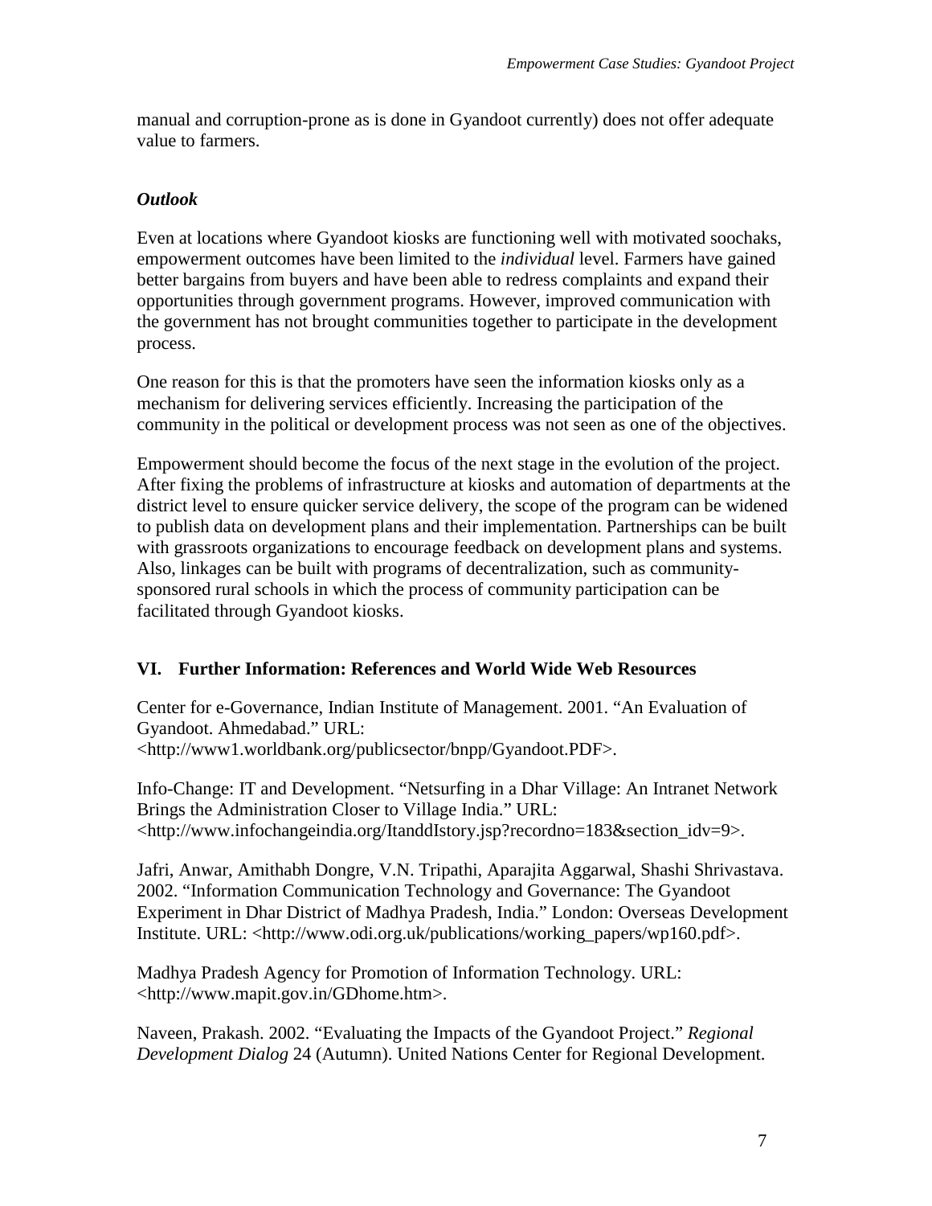manual and corruption-prone as is done in Gyandoot currently) does not offer adequate value to farmers.

### *Outlook*

Even at locations where Gyandoot kiosks are functioning well with motivated soochaks, empowerment outcomes have been limited to the *individual* level. Farmers have gained better bargains from buyers and have been able to redress complaints and expand their opportunities through government programs. However, improved communication with the government has not brought communities together to participate in the development process.

One reason for this is that the promoters have seen the information kiosks only as a mechanism for delivering services efficiently. Increasing the participation of the community in the political or development process was not seen as one of the objectives.

Empowerment should become the focus of the next stage in the evolution of the project. After fixing the problems of infrastructure at kiosks and automation of departments at the district level to ensure quicker service delivery, the scope of the program can be widened to publish data on development plans and their implementation. Partnerships can be built with grassroots organizations to encourage feedback on development plans and systems. Also, linkages can be built with programs of decentralization, such as community-sponsored rural schools in which the process of community participation can be facilitated through Gyandoot kiosks.

## VI. Further Information: References and World Wide Web Resources

Center for e-Governance, Indian Institute of Management. 2001. "An Evaluation of Gyandoot. Ahmedabad." URL: <http://www1.worldbank.org/publicsector/bnpp/Gyandoot.PDF>.

Info-Change: IT and Development. "Netsurfing in a Dhar Village: An Intranet Network Brings the Administration Closer to Village India." URL: <http://www.infochangeindia.org/ItanddIstory.jsp?recordno=183&section_idv=9>.

Jafri, Anwar, Amithabh Dongre, V.N. Tripathi, Aparajita Aggarwal, Shashi Shrivastava. 2002. "Information Communication Technology and Governance: The Gyandoot Experiment in Dhar District of Madhya Pradesh, India." London: Overseas Development Institute. URL: <http://www.odi.org.uk/publications/working_papers/wp160.pdf>.

Madhya Pradesh Agency for Promotion of Information Technology. URL: <http://www.mapit.gov.in/GDhome.htm>.

Naveen, Prakash. 2002. "Evaluating the Impacts of the Gyandoot Project." *Regional Development Dialog* 24 (Autumn). United Nations Center for Regional Development.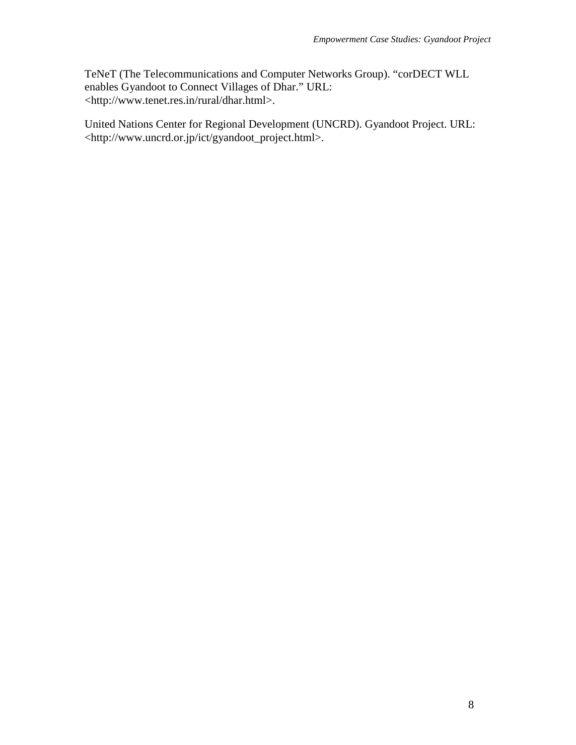TeNeT (The Telecommunications and Computer Networks Group). "corDECT WLL enables Gyandoot to Connect Villages of Dhar." URL: <http://www.tenet.res.in/rural/dhar.html>.

United Nations Center for Regional Development (UNCRD). Gyandoot Project. URL: <http://www.uncrd.or.jp/ict/gyandoot_project.html>.